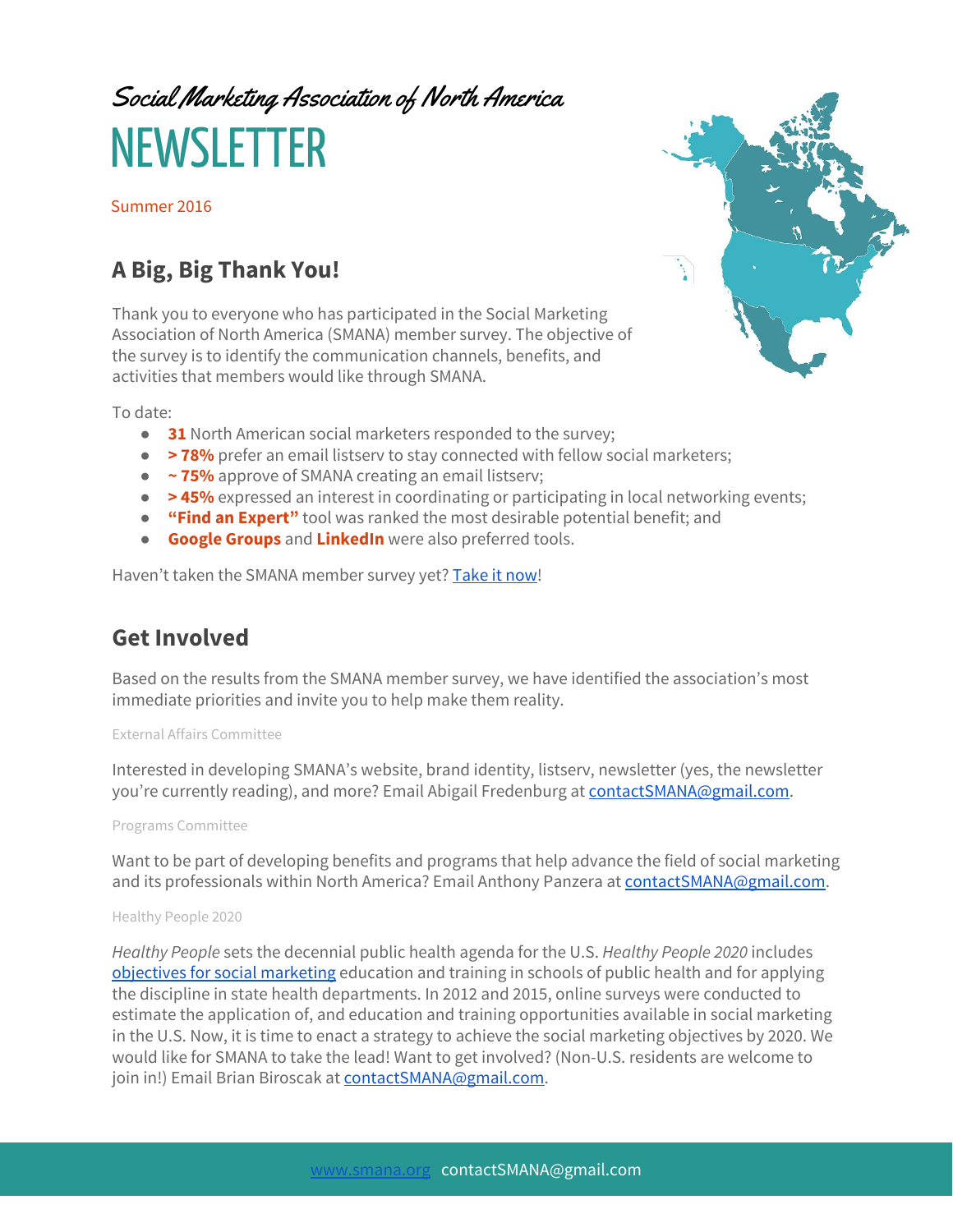Social Marketing Association of North America

# NEWSLETTER

Summer 2016

## A Big, Big Thank You!

Thank you to everyone who has participated in the Social Marketing Association of North America (SMANA) member survey. The objective of the survey is to identify the communication channels, benefits, and activities that members would like through SMANA.

To date:

- **31** North American social marketers responded to the survey;
- **> 78%** prefer an email listserv to stay connected with fellow social marketers;
- **~ 75%** approve of SMANA creating an email listserv;
- **> 45%** expressed an interest in coordinating or participating in local networking events;
- **"Find an Expert"** tool was ranked the most desirable potential benefit; and
- **Google Groups** and **LinkedIn** were also preferred tools.

Haven't taken the SMANA member survey yet? Take it now!

## Get Involved

Based on the results from the SMANA member survey, we have identified the association's most immediate priorities and invite you to help make them reality.

External Affairs Committee

Interested in developing SMANA's website, brand identity, listserv, newsletter (yes, the newsletter you're currently reading), and more? Email Abigail Fredenburg at contactSMANA@gmail.com.

Programs Committee

Want to be part of developing benefits and programs that help advance the field of social marketing and its professionals within North America? Email Anthony Panzera at contactSMANA@gmail.com.

Healthy People 2020

*Healthy People* sets the decennial public health agenda for the U.S. *Healthy People 2020* includes objectives for social marketing education and training in schools of public health and for applying the discipline in state health departments. In 2012 and 2015, online surveys were conducted to estimate the application of, and education and training opportunities available in social marketing in the U.S. Now, it is time to enact a strategy to achieve the social marketing objectives by 2020. We would like for SMANA to take the lead! Want to get involved? (Non-U.S. residents are welcome to join in!) Email Brian Biroscak at contactSMANA@gmail.com.

www.smana.org contactSMANA@gmail.com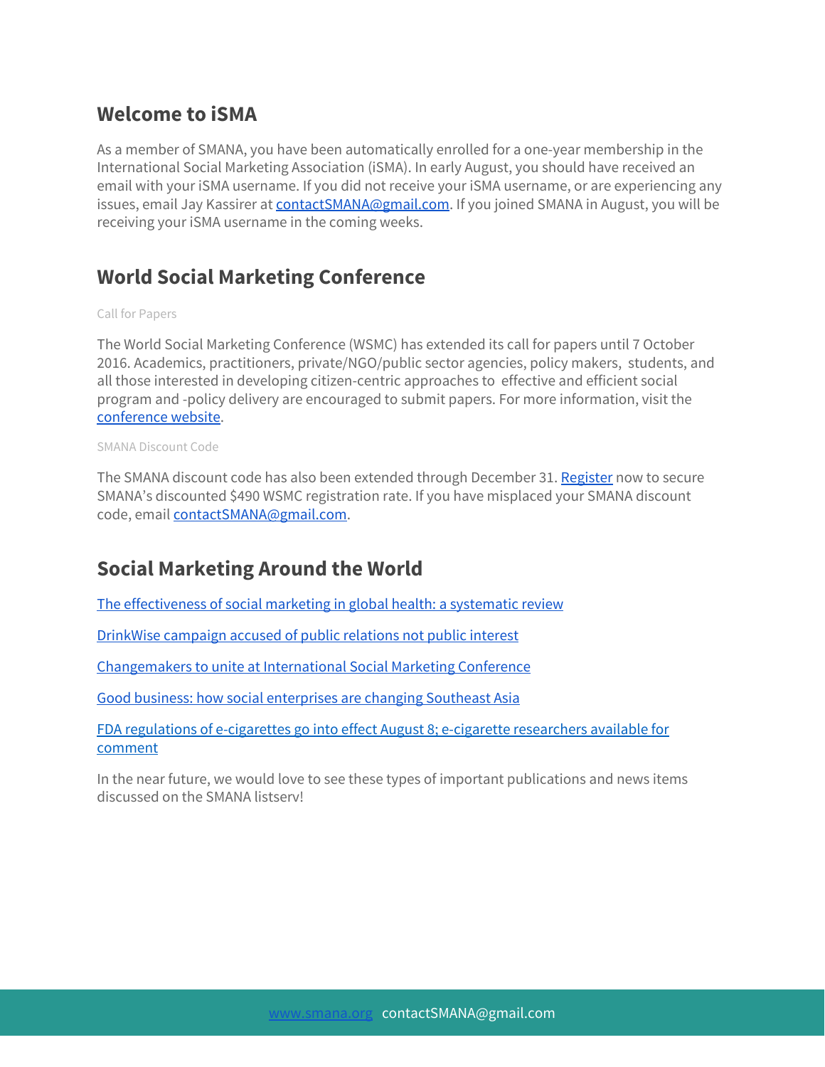## Welcome to iSMA

As a member of SMANA, you have been automatically enrolled for a one-year membership in the International Social Marketing Association (iSMA). In early August, you should have received an email with your iSMA username. If you did not receive your iSMA username, or are experiencing any issues, email Jay Kassirer at contactSMANA@gmail.com. If you joined SMANA in August, you will be receiving your iSMA username in the coming weeks.

## World Social Marketing Conference

Call for Papers

The World Social Marketing Conference (WSMC) has extended its call for papers until 7 October 2016. Academics, practitioners, private/NGO/public sector agencies, policy makers, students, and all those interested in developing citizen-centric approaches to effective and efficient social program and -policy delivery are encouraged to submit papers. For more information, visit the conference website.

SMANA Discount Code

The SMANA discount code has also been extended through December 31. Register now to secure SMANA's discounted $490 WSMC registration rate. If you have misplaced your SMANA discount code, email contactSMANA@gmail.com.

## Social Marketing Around the World

The effectiveness of social marketing in global health: a systematic review

DrinkWise campaign accused of public relations not public interest

Changemakers to unite at International Social Marketing Conference

Good business: how social enterprises are changing Southeast Asia

FDA regulations of e-cigarettes go into effect August 8; e-cigarette researchers available for comment

In the near future, we would love to see these types of important publications and news items discussed on the SMANA listserv!

www.smana.org contactSMANA@gmail.com